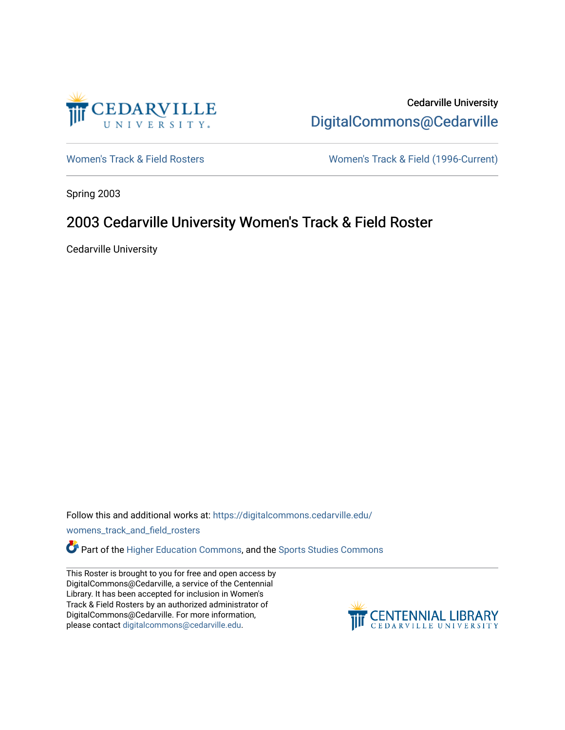Cedarville University

DigitalCommons@Cedarville

Women's Track & Field Rosters

Women's Track & Field (1996-Current)

Spring 2003

# 2003 Cedarville University Women's Track & Field Roster

Cedarville University

Follow this and additional works at: https://digitalcommons.cedarville.edu/womens_track_and_field_rosters

Part of the Higher Education Commons, and the Sports Studies Commons

This Roster is brought to you for free and open access by DigitalCommons@Cedarville, a service of the Centennial Library. It has been accepted for inclusion in Women's Track & Field Rosters by an authorized administrator of DigitalCommons@Cedarville. For more information, please contact digitalcommons@cedarville.edu.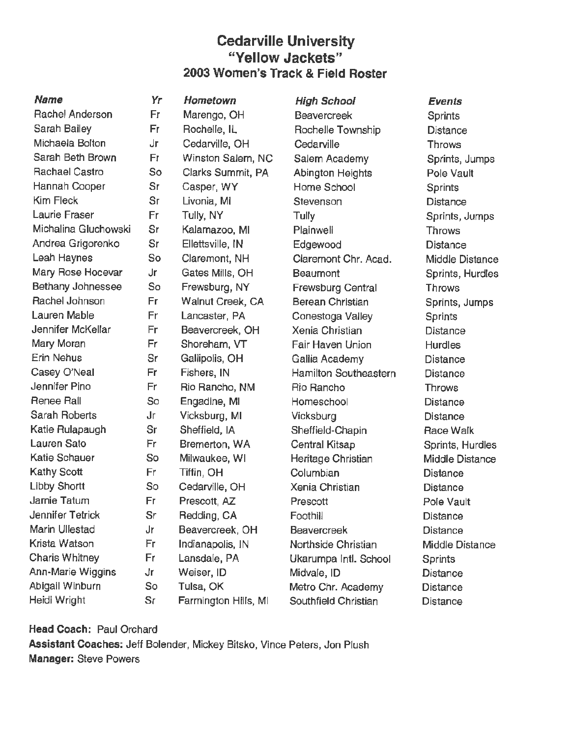# Cedarville University
## "Yellow Jackets"
### 2003 Women's Track & Field Roster

| ***Name*** | ***Yr*** | ***Hometown*** | ***High School*** | ***Events*** |
|---|---|---|---|---|
| Rachel Anderson | Fr | Marengo, OH | Beavercreek | Sprints |
| Sarah Bailey | Fr | Rochelle, IL | Rochelle Township | Distance |
| Michaela Bolton | Jr | Cedarville, OH | Cedarville | Throws |
| Sarah Beth Brown | Fr | Winston Salem, NC | Salem Academy | Sprints, Jumps |
| Rachael Castro | So | Clarks Summit, PA | Abington Heights | Pole Vault |
| Hannah Cooper | Sr | Casper, WY | Home School | Sprints |
| Kim Fleck | Sr | Livonia, MI | Stevenson | Distance |
| Laurie Fraser | Fr | Tully, NY | Tully | Sprints, Jumps |
| Michalina Gluchowski | Sr | Kalamazoo, MI | Plainwell | Throws |
| Andrea Grigorenko | Sr | Ellettsville, IN | Edgewood | Distance |
| Leah Haynes | So | Claremont, NH | Claremont Chr. Acad. | Middle Distance |
| Mary Rose Hocevar | Jr | Gates Mills, OH | Beaumont | Sprints, Hurdles |
| Bethany Johnessee | So | Frewsburg, NY | Frewsburg Central | Throws |
| Rachel Johnson | Fr | Walnut Creek, CA | Berean Christian | Sprints, Jumps |
| Lauren Mable | Fr | Lancaster, PA | Conestoga Valley | Sprints |
| Jennifer McKellar | Fr | Beavercreek, OH | Xenia Christian | Distance |
| Mary Moran | Fr | Shoreham, VT | Fair Haven Union | Hurdles |
| Erin Nehus | Sr | Gallipolis, OH | Gallia Academy | Distance |
| Casey O'Neal | Fr | Fishers, IN | Hamilton Southeastern | Distance |
| Jennifer Pino | Fr | Rio Rancho, NM | Rio Rancho | Throws |
| Renee Rall | So | Engadine, MI | Homeschool | Distance |
| Sarah Roberts | Jr | Vicksburg, MI | Vicksburg | Distance |
| Katie Rulapaugh | Sr | Sheffield, IA | Sheffield-Chapin | Race Walk |
| Lauren Sato | Fr | Bremerton, WA | Central Kitsap | Sprints, Hurdles |
| Katie Schauer | So | Milwaukee, WI | Heritage Christian | Middle Distance |
| Kathy Scott | Fr | Tiffin, OH | Columbian | Distance |
| Libby Shortt | So | Cedarville, OH | Xenia Christian | Distance |
| Jamie Tatum | Fr | Prescott, AZ | Prescott | Pole Vault |
| Jennifer Tetrick | Sr | Redding, CA | Foothill | Distance |
| Marin Ullestad | Jr | Beavercreek, OH | Beavercreek | Distance |
| Krista Watson | Fr | Indianapolis, IN | Northside Christian | Middle Distance |
| Charis Whitney | Fr | Lansdale, PA | Ukarumpa Intl. School | Sprints |
| Ann-Marie Wiggins | Jr | Weiser, ID | Midvale, ID | Distance |
| Abigail Winburn | So | Tulsa, OK | Metro Chr. Academy | Distance |
| Heidi Wright | Sr | Farmington Hills, MI | Southfield Christian | Distance |

**Head Coach:** Paul Orchard
**Assistant Coaches:** Jeff Bolender, Mickey Bitsko, Vince Peters, Jon Plush
**Manager:** Steve Powers